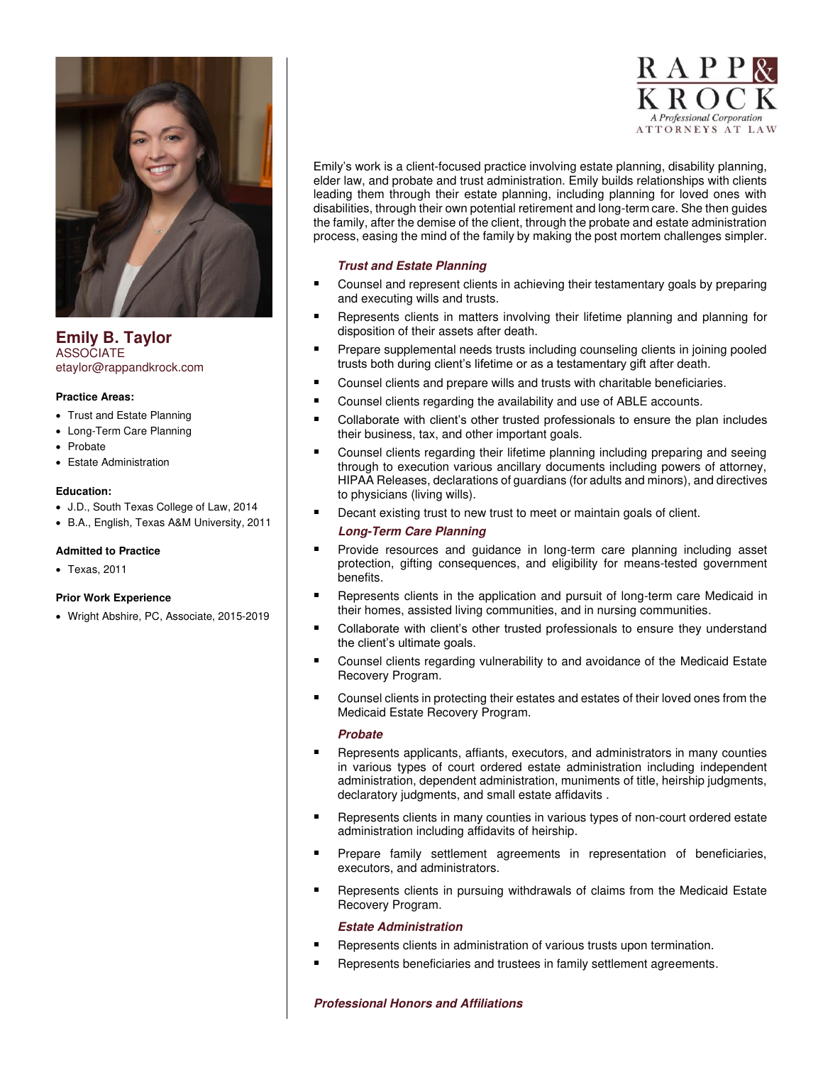RAPP & KROCK

*A Professional Corporation*

ATTORNEYS AT LAW

## Emily B. Taylor

ASSOCIATE

etaylor@rappandkrock.com

**Practice Areas:**

- Trust and Estate Planning
- Long-Term Care Planning
- Probate
- Estate Administration

**Education:**

- J.D., South Texas College of Law, 2014
- B.A., English, Texas A&M University, 2011

**Admitted to Practice**

- Texas, 2011

**Prior Work Experience**

- Wright Abshire, PC, Associate, 2015-2019

Emily's work is a client-focused practice involving estate planning, disability planning, elder law, and probate and trust administration. Emily builds relationships with clients leading them through their estate planning, including planning for loved ones with disabilities, through their own potential retirement and long-term care. She then guides the family, after the demise of the client, through the probate and estate administration process, easing the mind of the family by making the post mortem challenges simpler.

### *Trust and Estate Planning*

- Counsel and represent clients in achieving their testamentary goals by preparing and executing wills and trusts.
- Represents clients in matters involving their lifetime planning and planning for disposition of their assets after death.
- Prepare supplemental needs trusts including counseling clients in joining pooled trusts both during client's lifetime or as a testamentary gift after death.
- Counsel clients and prepare wills and trusts with charitable beneficiaries.
- Counsel clients regarding the availability and use of ABLE accounts.
- Collaborate with client's other trusted professionals to ensure the plan includes their business, tax, and other important goals.
- Counsel clients regarding their lifetime planning including preparing and seeing through to execution various ancillary documents including powers of attorney, HIPAA Releases, declarations of guardians (for adults and minors), and directives to physicians (living wills).
- Decant existing trust to new trust to meet or maintain goals of client.

### *Long-Term Care Planning*

- Provide resources and guidance in long-term care planning including asset protection, gifting consequences, and eligibility for means-tested government benefits.
- Represents clients in the application and pursuit of long-term care Medicaid in their homes, assisted living communities, and in nursing communities.
- Collaborate with client's other trusted professionals to ensure they understand the client's ultimate goals.
- Counsel clients regarding vulnerability to and avoidance of the Medicaid Estate Recovery Program.
- Counsel clients in protecting their estates and estates of their loved ones from the Medicaid Estate Recovery Program.

### *Probate*

- Represents applicants, affiants, executors, and administrators in many counties in various types of court ordered estate administration including independent administration, dependent administration, muniments of title, heirship judgments, declaratory judgments, and small estate affidavits .
- Represents clients in many counties in various types of non-court ordered estate administration including affidavits of heirship.
- Prepare family settlement agreements in representation of beneficiaries, executors, and administrators.
- Represents clients in pursuing withdrawals of claims from the Medicaid Estate Recovery Program.

### *Estate Administration*

- Represents clients in administration of various trusts upon termination.
- Represents beneficiaries and trustees in family settlement agreements.

### *Professional Honors and Affiliations*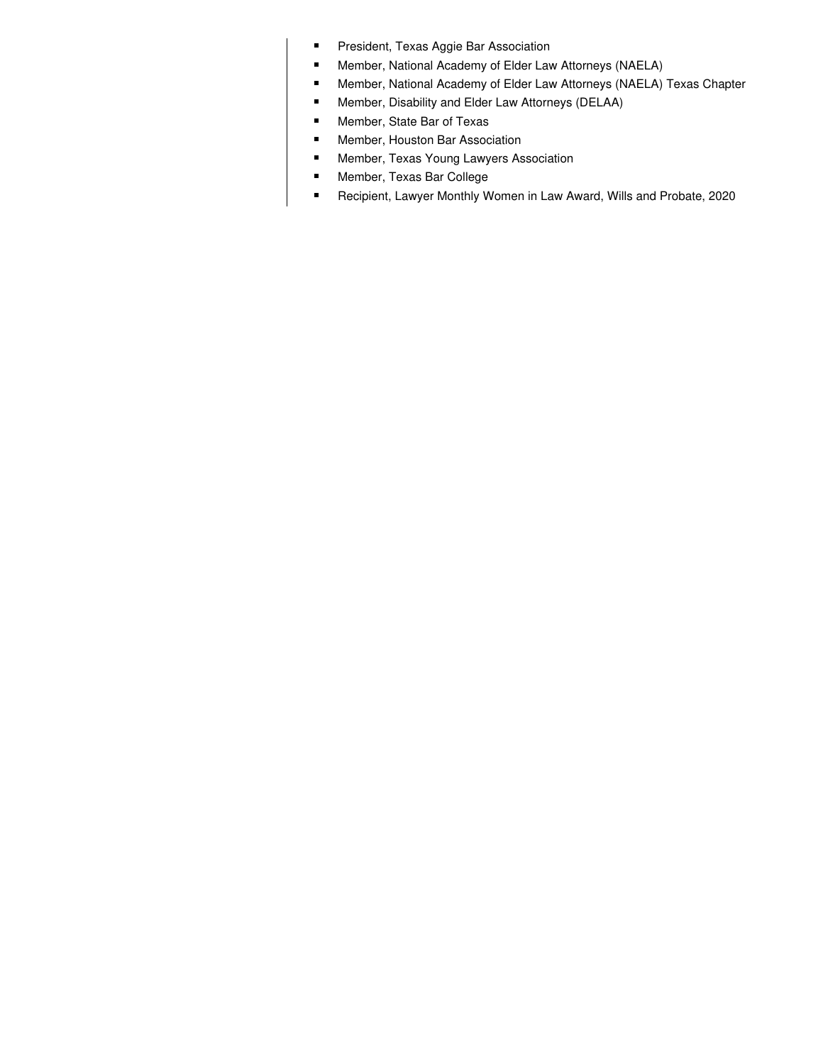- President, Texas Aggie Bar Association
- Member, National Academy of Elder Law Attorneys (NAELA)
- Member, National Academy of Elder Law Attorneys (NAELA) Texas Chapter
- Member, Disability and Elder Law Attorneys (DELAA)
- Member, State Bar of Texas
- Member, Houston Bar Association
- Member, Texas Young Lawyers Association
- Member, Texas Bar College
- Recipient, Lawyer Monthly Women in Law Award, Wills and Probate, 2020